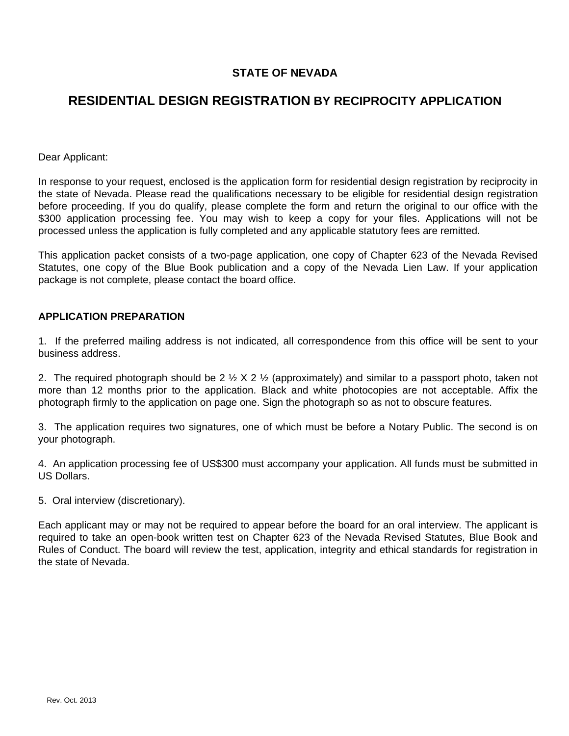## STATE OF NEVADA

# RESIDENTIAL DESIGN REGISTRATION BY RECIPROCITY APPLICATION

Dear Applicant:

In response to your request, enclosed is the application form for residential design registration by reciprocity in the state of Nevada. Please read the qualifications necessary to be eligible for residential design registration before proceeding. If you do qualify, please complete the form and return the original to our office with the $300 application processing fee. You may wish to keep a copy for your files. Applications will not be processed unless the application is fully completed and any applicable statutory fees are remitted.

This application packet consists of a two-page application, one copy of Chapter 623 of the Nevada Revised Statutes, one copy of the Blue Book publication and a copy of the Nevada Lien Law. If your application package is not complete, please contact the board office.

**APPLICATION PREPARATION**

1. If the preferred mailing address is not indicated, all correspondence from this office will be sent to your business address.

2. The required photograph should be 2 ½ X 2 ½ (approximately) and similar to a passport photo, taken not more than 12 months prior to the application. Black and white photocopies are not acceptable. Affix the photograph firmly to the application on page one. Sign the photograph so as not to obscure features.

3. The application requires two signatures, one of which must be before a Notary Public. The second is on your photograph.

4. An application processing fee of US$300 must accompany your application. All funds must be submitted in US Dollars.

5. Oral interview (discretionary).

Each applicant may or may not be required to appear before the board for an oral interview. The applicant is required to take an open-book written test on Chapter 623 of the Nevada Revised Statutes, Blue Book and Rules of Conduct. The board will review the test, application, integrity and ethical standards for registration in the state of Nevada.

Rev. Oct. 2013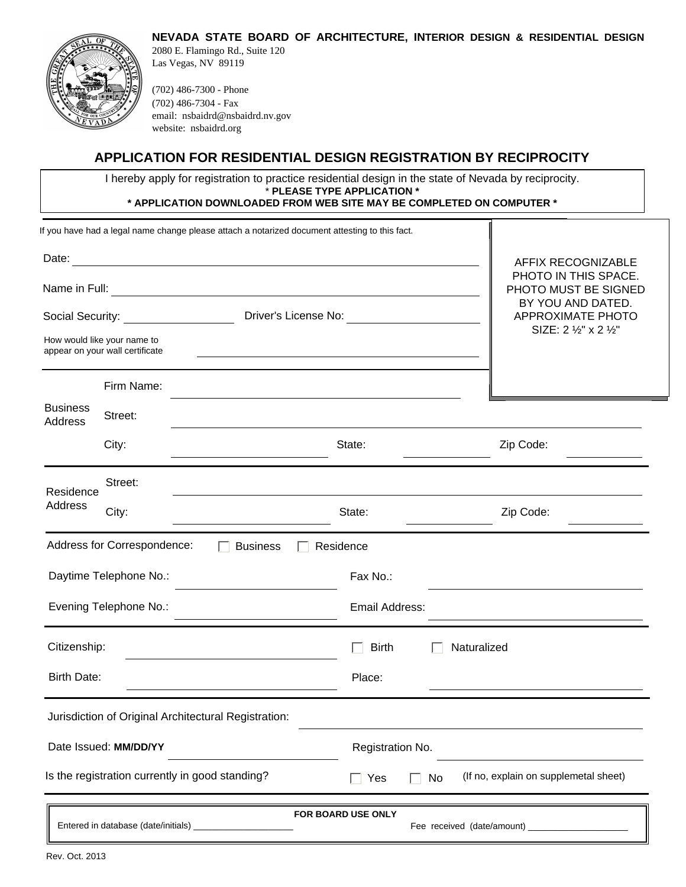**NEVADA STATE BOARD OF ARCHITECTURE, INTERIOR DESIGN & RESIDENTIAL DESIGN**

2080 E. Flamingo Rd., Suite 120
Las Vegas, NV 89119

(702) 486-7300 - Phone
(702) 486-7304 - Fax
email: nsbaidrd@nsbaidrd.nv.gov
website: nsbaidrd.org

## APPLICATION FOR RESIDENTIAL DESIGN REGISTRATION BY RECIPROCITY

I hereby apply for registration to practice residential design in the state of Nevada by reciprocity.
* **PLEASE TYPE APPLICATION** *
**\* APPLICATION DOWNLOADED FROM WEB SITE MAY BE COMPLETED ON COMPUTER \***

If you have had a legal name change please attach a notarized document attesting to this fact.

AFFIX RECOGNIZABLE PHOTO IN THIS SPACE. PHOTO MUST BE SIGNED BY YOU AND DATED. APPROXIMATE PHOTO SIZE: 2 ½" x 2 ½"

Date: ______________________________

Name in Full: ______________________________

Social Security: ______________ Driver's License No: ______________

How would like your name to appear on your wall certificate ______________________________

**Business Address**

Firm Name: ______________________________

Street: ______________________________

City: ______________ State: ______________ Zip Code: ______________

**Residence Address**

Street: ______________________________

City: ______________ State: ______________ Zip Code: ______________

Address for Correspondence: ☐ Business ☐ Residence

Daytime Telephone No.: ______________ Fax No.: ______________

Evening Telephone No.: ______________ Email Address: ______________

Citizenship: ______________ ☐ Birth ☐ Naturalized

Birth Date: ______________ Place: ______________

Jurisdiction of Original Architectural Registration: ______________________________

Date Issued: **MM/DD/YY** ______________ Registration No. ______________

Is the registration currently in good standing? ☐ Yes ☐ No (If no, explain on supplemetal sheet)

**FOR BOARD USE ONLY**

Entered in database (date/initials) ______________ Fee received (date/amount) ______________

Rev. Oct. 2013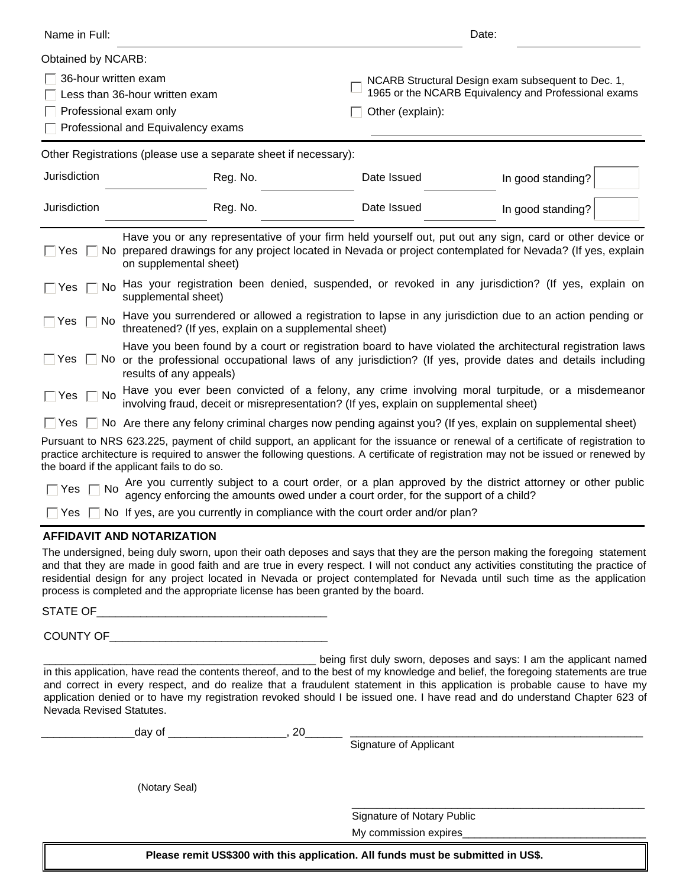Name in Full: ______________________________ Date: ______________

Obtained by NCARB:

- ☐ 36-hour written exam
- ☐ Less than 36-hour written exam
- ☐ Professional exam only
- ☐ Professional and Equivalency exams
- ☐ NCARB Structural Design exam subsequent to Dec. 1, 1965 or the NCARB Equivalency and Professional exams
- ☐ Other (explain): ______________________________

Other Registrations (please use a separate sheet if necessary):

Jurisdiction ______________ Reg. No. ______________ Date Issued ______________ In good standing? ☐

Jurisdiction ______________ Reg. No. ______________ Date Issued ______________ In good standing? ☐

☐ Yes ☐ No Have you or any representative of your firm held yourself out, put out any sign, card or other device or prepared drawings for any project located in Nevada or project contemplated for Nevada? (If yes, explain on supplemental sheet)

☐ Yes ☐ No Has your registration been denied, suspended, or revoked in any jurisdiction? (If yes, explain on supplemental sheet)

☐ Yes ☐ No Have you surrendered or allowed a registration to lapse in any jurisdiction due to an action pending or threatened? (If yes, explain on a supplemental sheet)

☐ Yes ☐ No Have you been found by a court or registration board to have violated the architectural registration laws or the professional occupational laws of any jurisdiction? (If yes, provide dates and details including results of any appeals)

☐ Yes ☐ No Have you ever been convicted of a felony, any crime involving moral turpitude, or a misdemeanor involving fraud, deceit or misrepresentation? (If yes, explain on supplemental sheet)

☐ Yes ☐ No Are there any felony criminal charges now pending against you? (If yes, explain on supplemental sheet)

Pursuant to NRS 623.225, payment of child support, an applicant for the issuance or renewal of a certificate of registration to practice architecture is required to answer the following questions. A certificate of registration may not be issued or renewed by the board if the applicant fails to do so.

☐ Yes ☐ No Are you currently subject to a court order, or a plan approved by the district attorney or other public agency enforcing the amounts owed under a court order, for the support of a child?

☐ Yes ☐ No If yes, are you currently in compliance with the court order and/or plan?

## AFFIDAVIT AND NOTARIZATION

The undersigned, being duly sworn, upon their oath deposes and says that they are the person making the foregoing statement and that they are made in good faith and are true in every respect. I will not conduct any activities constituting the practice of residential design for any project located in Nevada or project contemplated for Nevada until such time as the application process is completed and the appropriate license has been granted by the board.

STATE OF______________________________________

COUNTY OF____________________________________

______________________________________________ being first duly sworn, deposes and says: I am the applicant named in this application, have read the contents thereof, and to the best of my knowledge and belief, the foregoing statements are true and correct in every respect, and do realize that a fraudulent statement in this application is probable cause to have my application denied or to have my registration revoked should I be issued one. I have read and do understand Chapter 623 of Nevada Revised Statutes.

_______________day of ___________________, 20______ __________________________________________________

Signature of Applicant

(Notary Seal)

__________________________________________________

Signature of Notary Public

My commission expires________________________________

**Please remit US$300 with this application. All funds must be submitted in US$.**